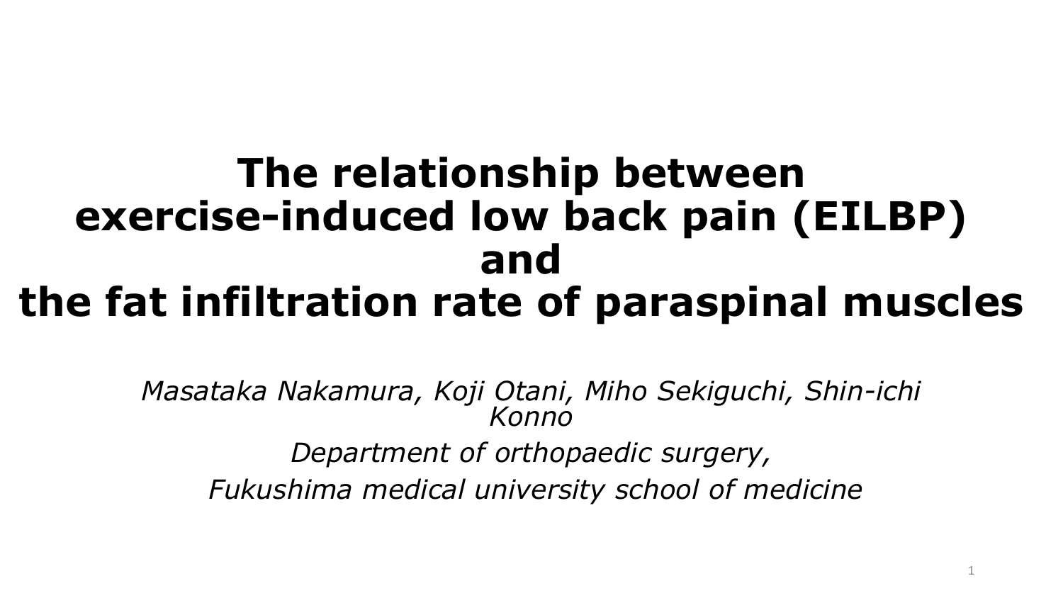# The relationship between exercise-induced low back pain (EILBP) and the fat infiltration rate of paraspinal muscles

*Masataka Nakamura, Koji Otani, Miho Sekiguchi, Shin-ichi Konno*

*Department of orthopaedic surgery,*

*Fukushima medical university school of medicine*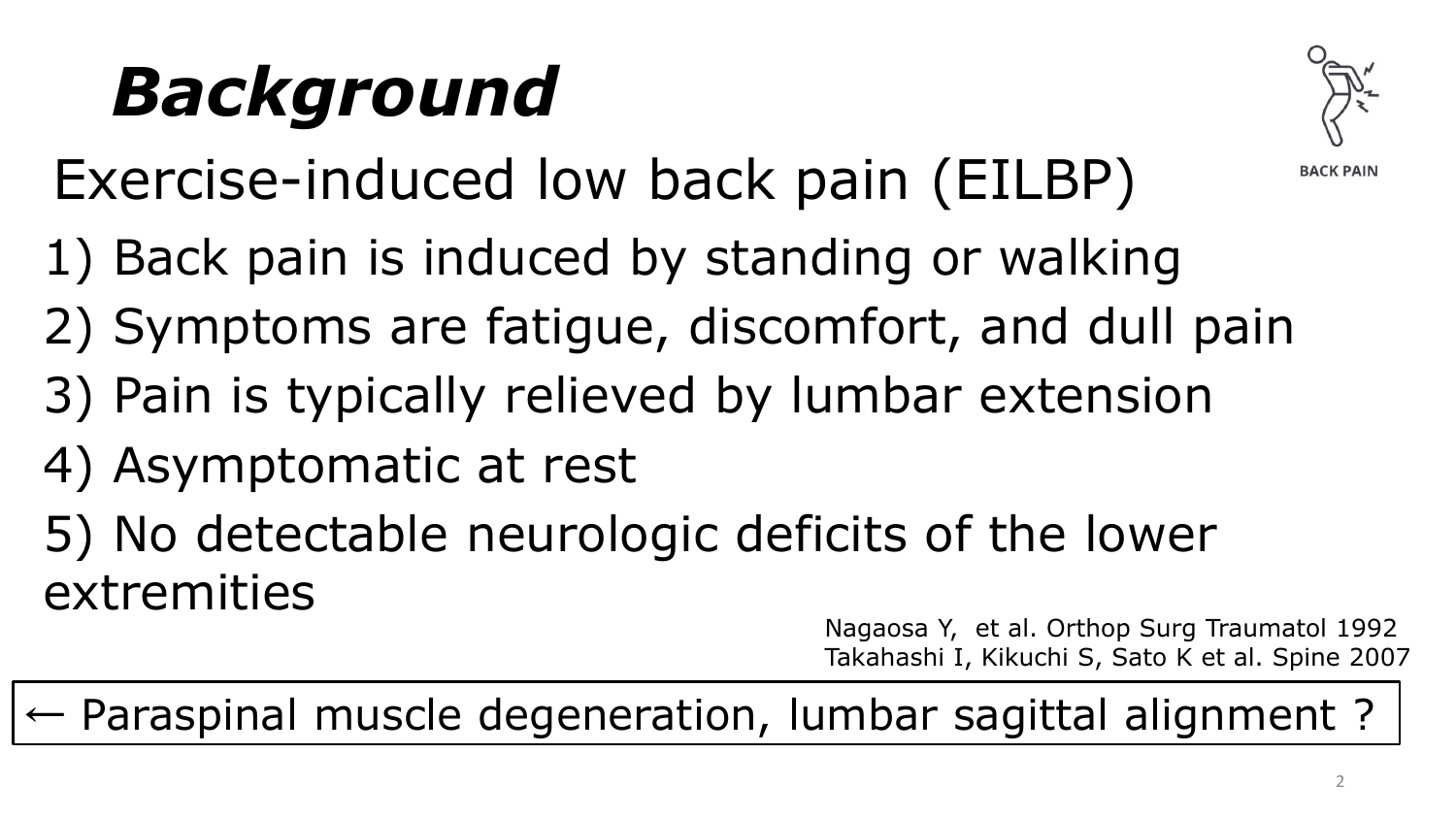# ***Background***

BACK PAIN

## Exercise-induced low back pain (EILBP)

1) Back pain is induced by standing or walking
2) Symptoms are fatigue, discomfort, and dull pain
3) Pain is typically relieved by lumbar extension
4) Asymptomatic at rest
5) No detectable neurologic deficits of the lower extremities

Nagaosa Y, et al. Orthop Surg Traumatol 1992
Takahashi I, Kikuchi S, Sato K et al. Spine 2007

← Paraspinal muscle degeneration, lumbar sagittal alignment ?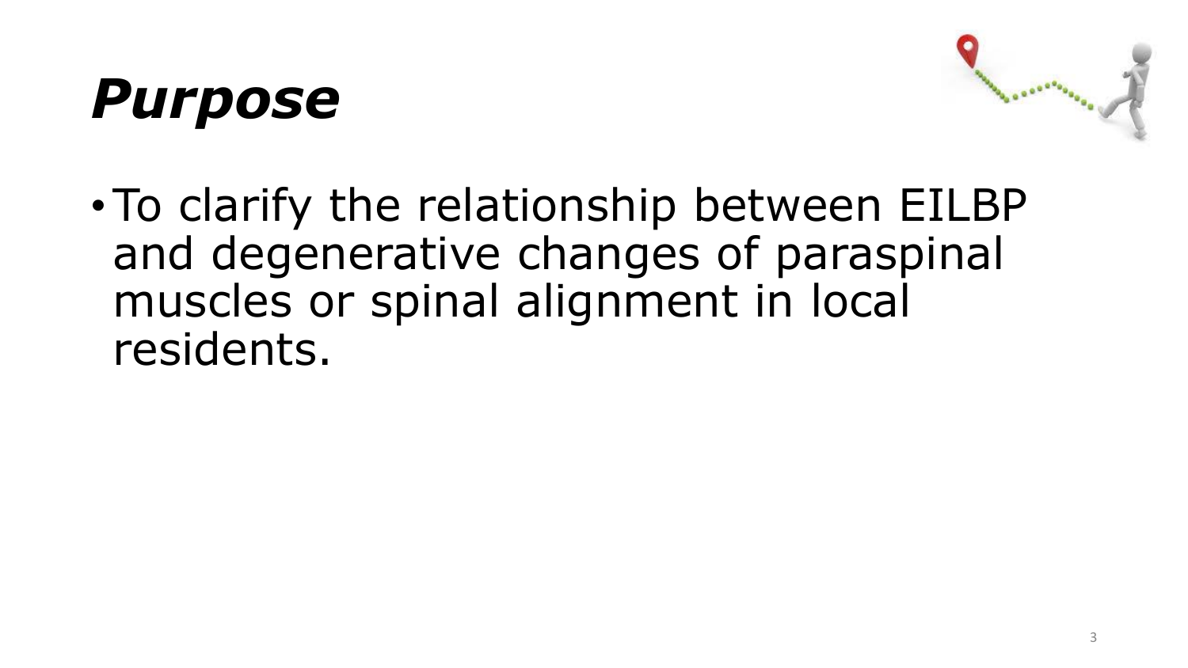# ***Purpose***

- To clarify the relationship between EILBP and degenerative changes of paraspinal muscles or spinal alignment in local residents.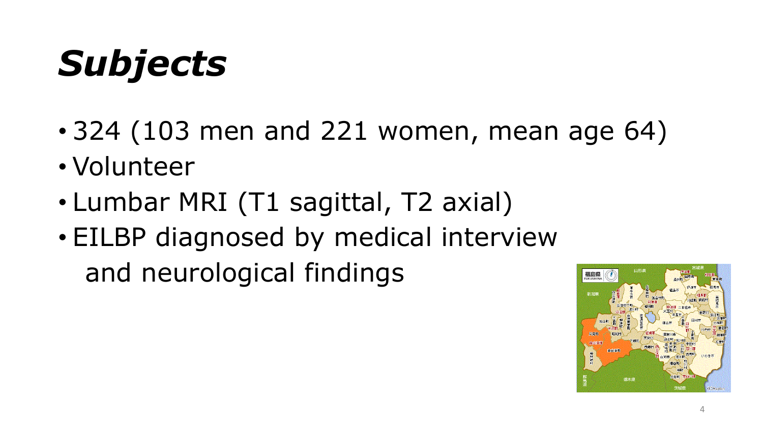# *Subjects*

- 324 (103 men and 221 women, mean age 64)
- Volunteer
- Lumbar MRI (T1 sagittal, T2 axial)
- EILBP diagnosed by medical interview and neurological findings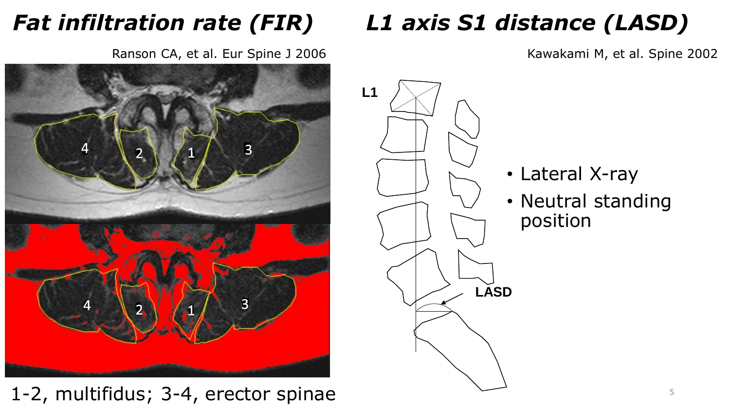## *Fat infiltration rate (FIR)*

Ranson CA, et al. Eur Spine J 2006

1-2, multifidus; 3-4, erector spinae

## *L1 axis S1 distance (LASD)*

Kawakami M, et al. Spine 2002

- Lateral X-ray
- Neutral standing position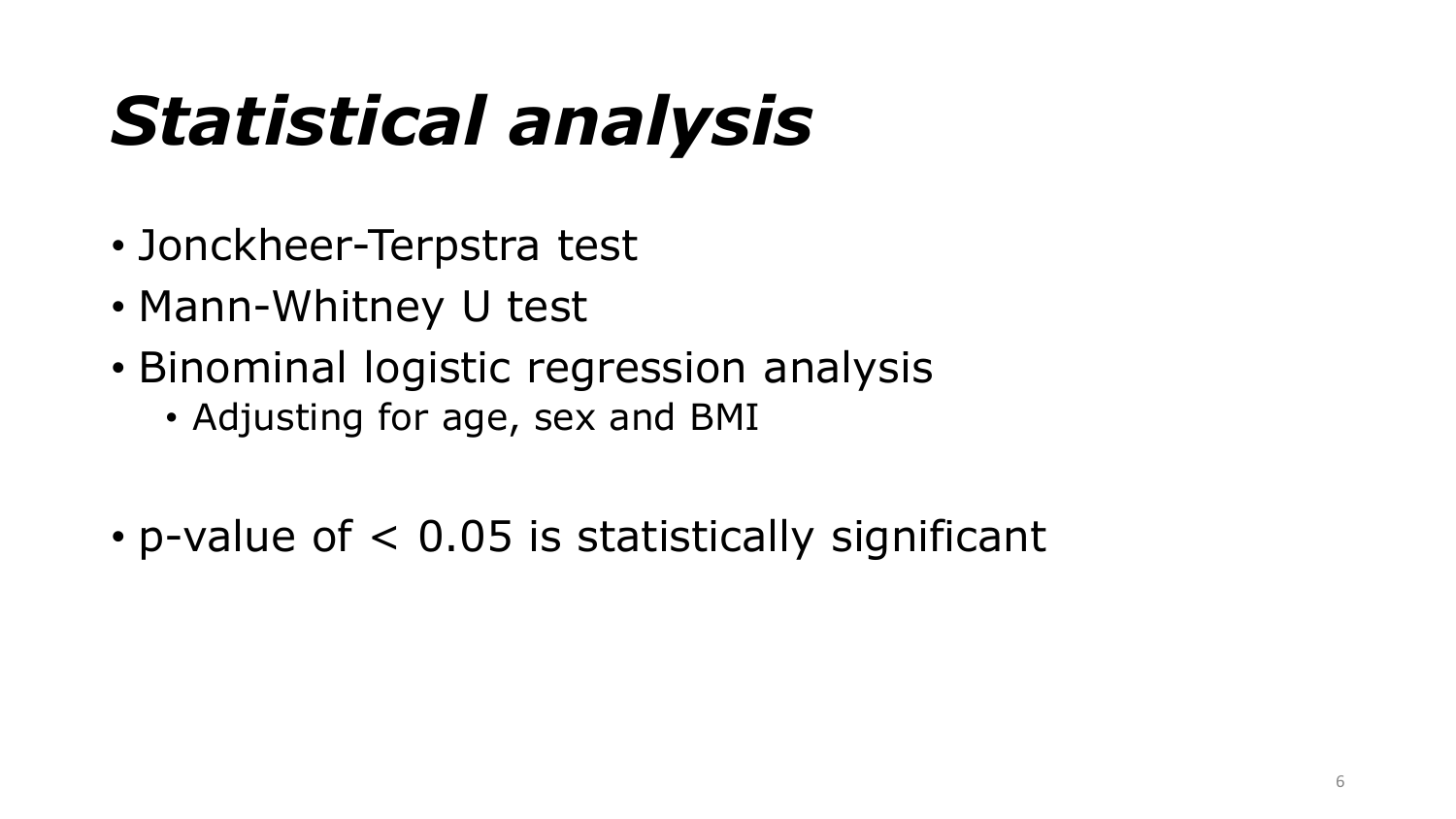# ***Statistical analysis***

- Jonckheer-Terpstra test
- Mann-Whitney U test
- Binominal logistic regression analysis
  - Adjusting for age, sex and BMI

- p-value of < 0.05 is statistically significant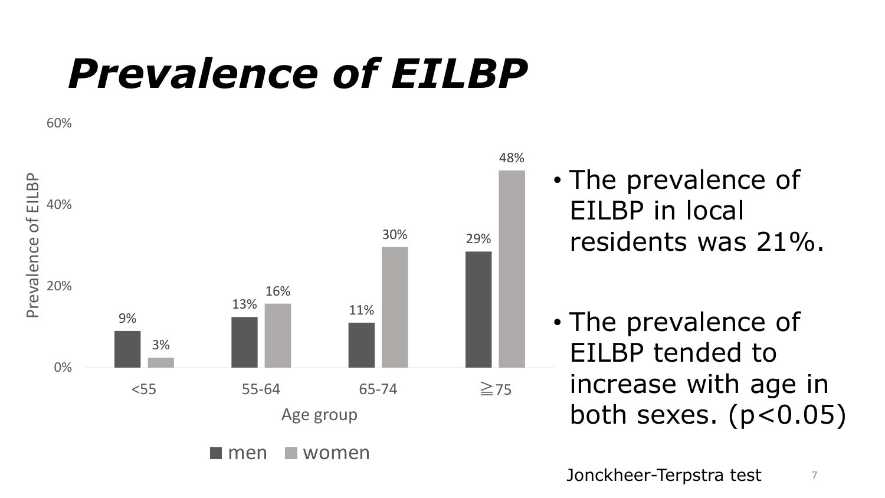# *Prevalence of EILBP*

| Age group | men | women |
|---|---|---|
| <55 | 9% | 3% |
| 55-64 | 13% | 16% |
| 65-74 | 11% | 30% |
| ≧75 | 29% | 48% |

- The prevalence of EILBP in local residents was 21%.
- The prevalence of EILBP tended to increase with age in both sexes. ($p<0.05$)

Jonckheer-Terpstra test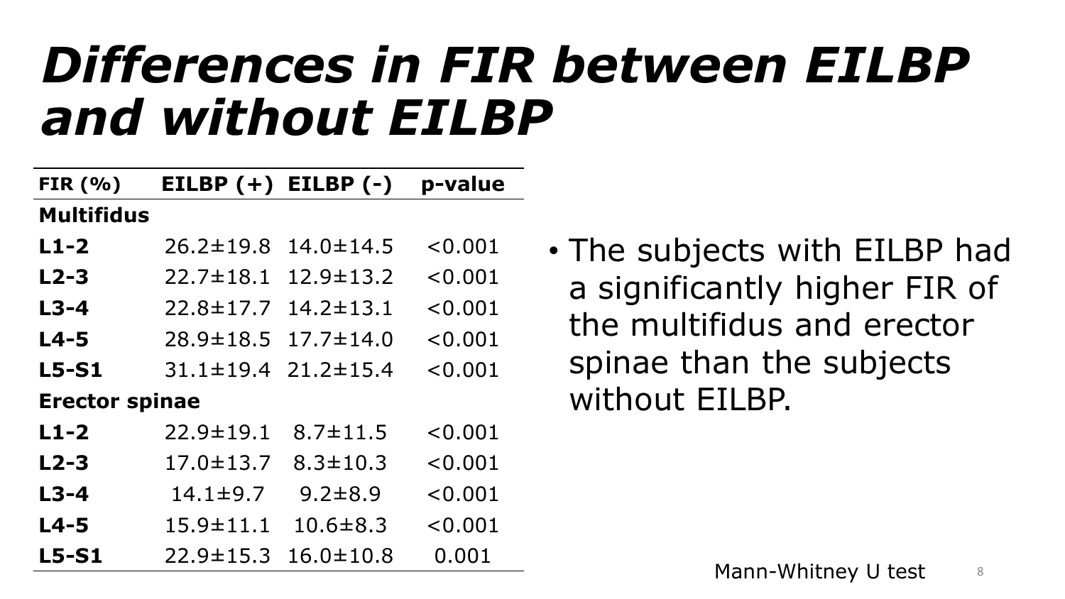# *Differences in FIR between EILBP and without EILBP*

| FIR (%) | EILBP (+) | EILBP (-) | p-value |
|---|---|---|---|
| **Multifidus** | | | |
| **L1-2** | 26.2±19.8 | 14.0±14.5 | <0.001 |
| **L2-3** | 22.7±18.1 | 12.9±13.2 | <0.001 |
| **L3-4** | 22.8±17.7 | 14.2±13.1 | <0.001 |
| **L4-5** | 28.9±18.5 | 17.7±14.0 | <0.001 |
| **L5-S1** | 31.1±19.4 | 21.2±15.4 | <0.001 |
| **Erector spinae** | | | |
| **L1-2** | 22.9±19.1 | 8.7±11.5 | <0.001 |
| **L2-3** | 17.0±13.7 | 8.3±10.3 | <0.001 |
| **L3-4** | 14.1±9.7 | 9.2±8.9 | <0.001 |
| **L4-5** | 15.9±11.1 | 10.6±8.3 | <0.001 |
| **L5-S1** | 22.9±15.3 | 16.0±10.8 | 0.001 |

- The subjects with EILBP had a significantly higher FIR of the multifidus and erector spinae than the subjects without EILBP.

Mann-Whitney U test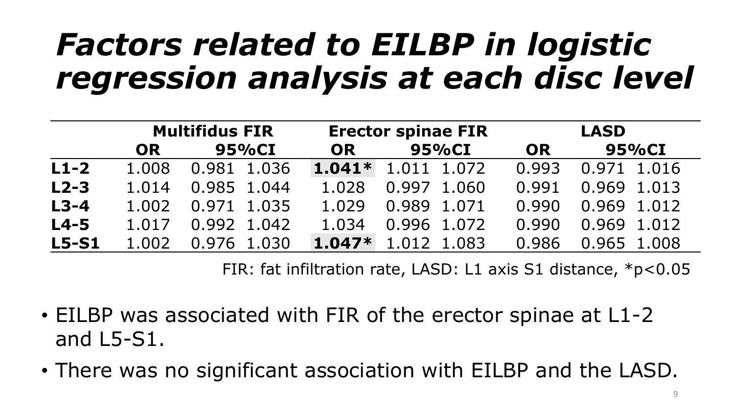# *Factors related to EILBP in logistic regression analysis at each disc level*

| | Multifidus FIR | | | Erector spinae FIR | | | LASD | | |
|---|---|---|---|---|---|---|---|---|---|
| | OR | 95%CI | | OR | 95%CI | | OR | 95%CI | |
| **L1-2** | 1.008 | 0.981 | 1.036 | **1.041*** | 1.011 | 1.072 | 0.993 | 0.971 | 1.016 |
| **L2-3** | 1.014 | 0.985 | 1.044 | 1.028 | 0.997 | 1.060 | 0.991 | 0.969 | 1.013 |
| **L3-4** | 1.002 | 0.971 | 1.035 | 1.029 | 0.989 | 1.071 | 0.990 | 0.969 | 1.012 |
| **L4-5** | 1.017 | 0.992 | 1.042 | 1.034 | 0.996 | 1.072 | 0.990 | 0.969 | 1.012 |
| **L5-S1** | 1.002 | 0.976 | 1.030 | **1.047*** | 1.012 | 1.083 | 0.986 | 0.965 | 1.008 |

FIR: fat infiltration rate, LASD: L1 axis S1 distance, *$p<0.05$

- EILBP was associated with FIR of the erector spinae at L1-2 and L5-S1.
- There was no significant association with EILBP and the LASD.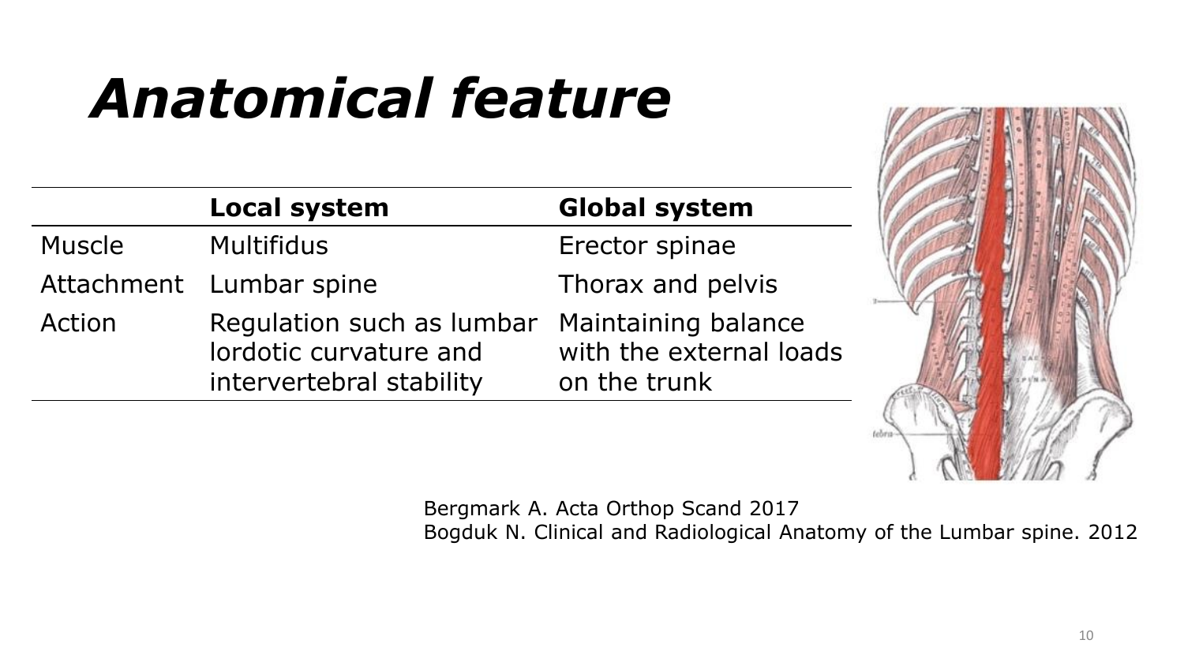# *Anatomical feature*

| | Local system | Global system |
|---|---|---|
| Muscle | Multifidus | Erector spinae |
| Attachment | Lumbar spine | Thorax and pelvis |
| Action | Regulation such as lumbar lordotic curvature and intervertebral stability | Maintaining balance with the external loads on the trunk |

Bergmark A. Acta Orthop Scand 2017
Bogduk N. Clinical and Radiological Anatomy of the Lumbar spine. 2012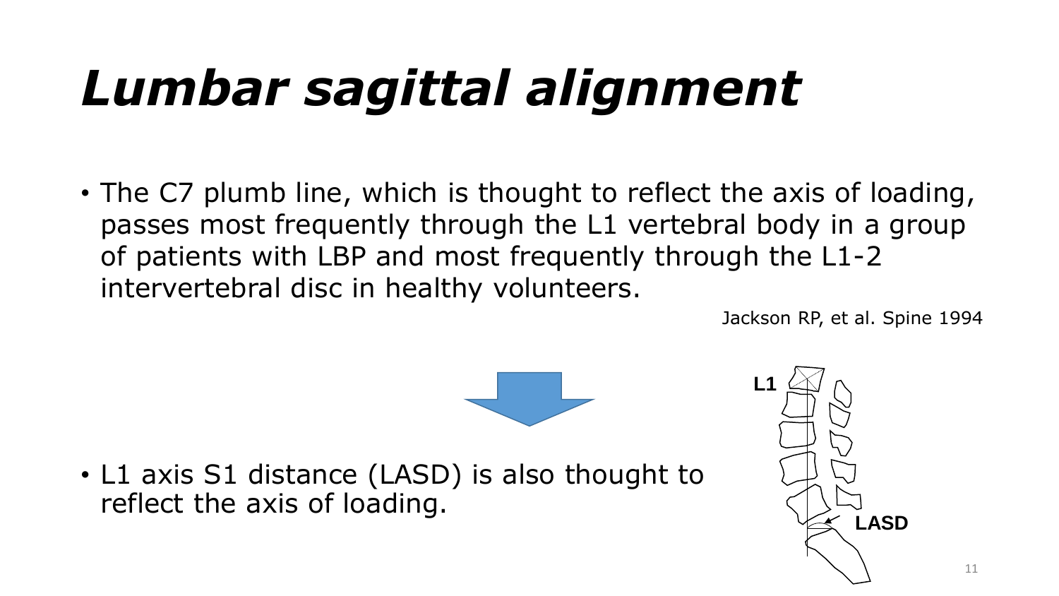# *Lumbar sagittal alignment*

- The C7 plumb line, which is thought to reflect the axis of loading, passes most frequently through the L1 vertebral body in a group of patients with LBP and most frequently through the L1-2 intervertebral disc in healthy volunteers.

Jackson RP, et al. Spine 1994

- L1 axis S1 distance (LASD) is also thought to reflect the axis of loading.

L1

LASD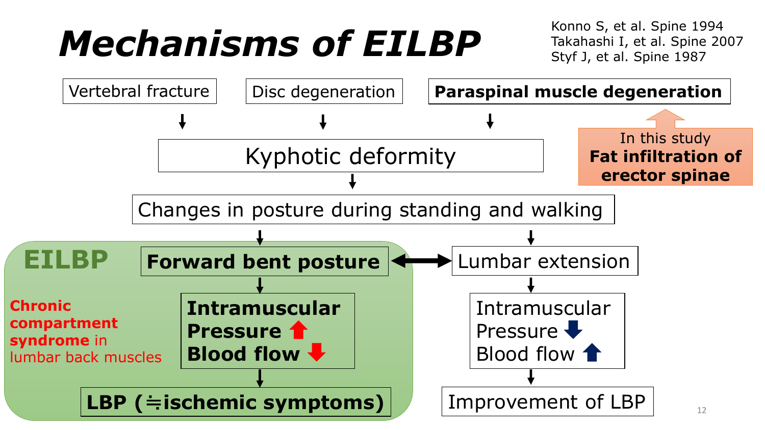# *Mechanisms of EILBP*

Konno S, et al. Spine 1994
Takahashi I, et al. Spine 2007
Styf J, et al. Spine 1987

Vertebral fracture → Kyphotic deformity

Disc degeneration → Kyphotic deformity

**Paraspinal muscle degeneration** → Kyphotic deformity

In this study
**Fat infiltration of erector spinae**

Kyphotic deformity → Changes in posture during standing and walking

**EILBP**

**Chronic compartment syndrome** in lumbar back muscles

- **Forward bent posture** ↔ Lumbar extension
- **Forward bent posture** → **Intramuscular Pressure ↑ / Blood flow ↓** → **LBP (≒ischemic symptoms)**
- Lumbar extension → Intramuscular Pressure ↓ / Blood flow ↑ → Improvement of LBP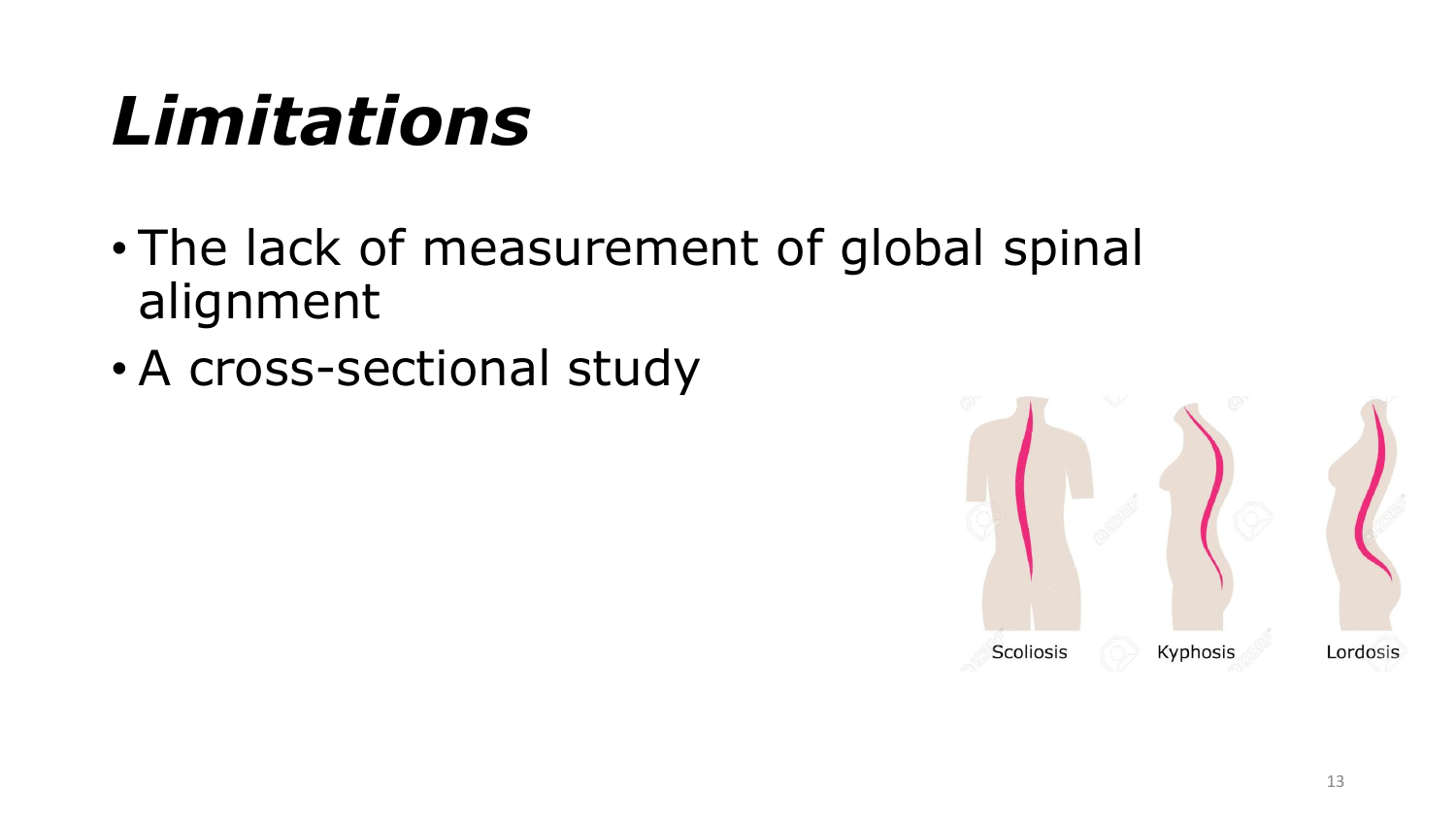# *Limitations*

- The lack of measurement of global spinal alignment
- A cross-sectional study

Scoliosis Kyphosis Lordosis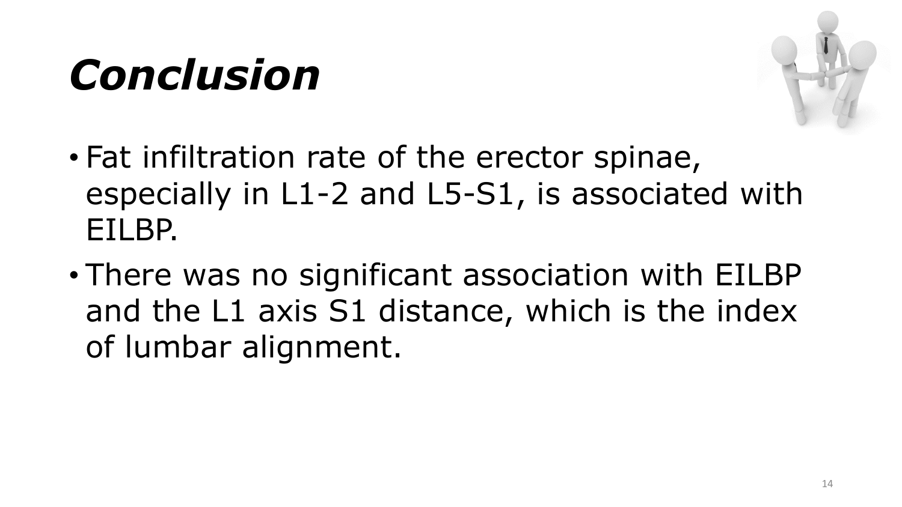# *Conclusion*

- Fat infiltration rate of the erector spinae, especially in L1-2 and L5-S1, is associated with EILBP.
- There was no significant association with EILBP and the L1 axis S1 distance, which is the index of lumbar alignment.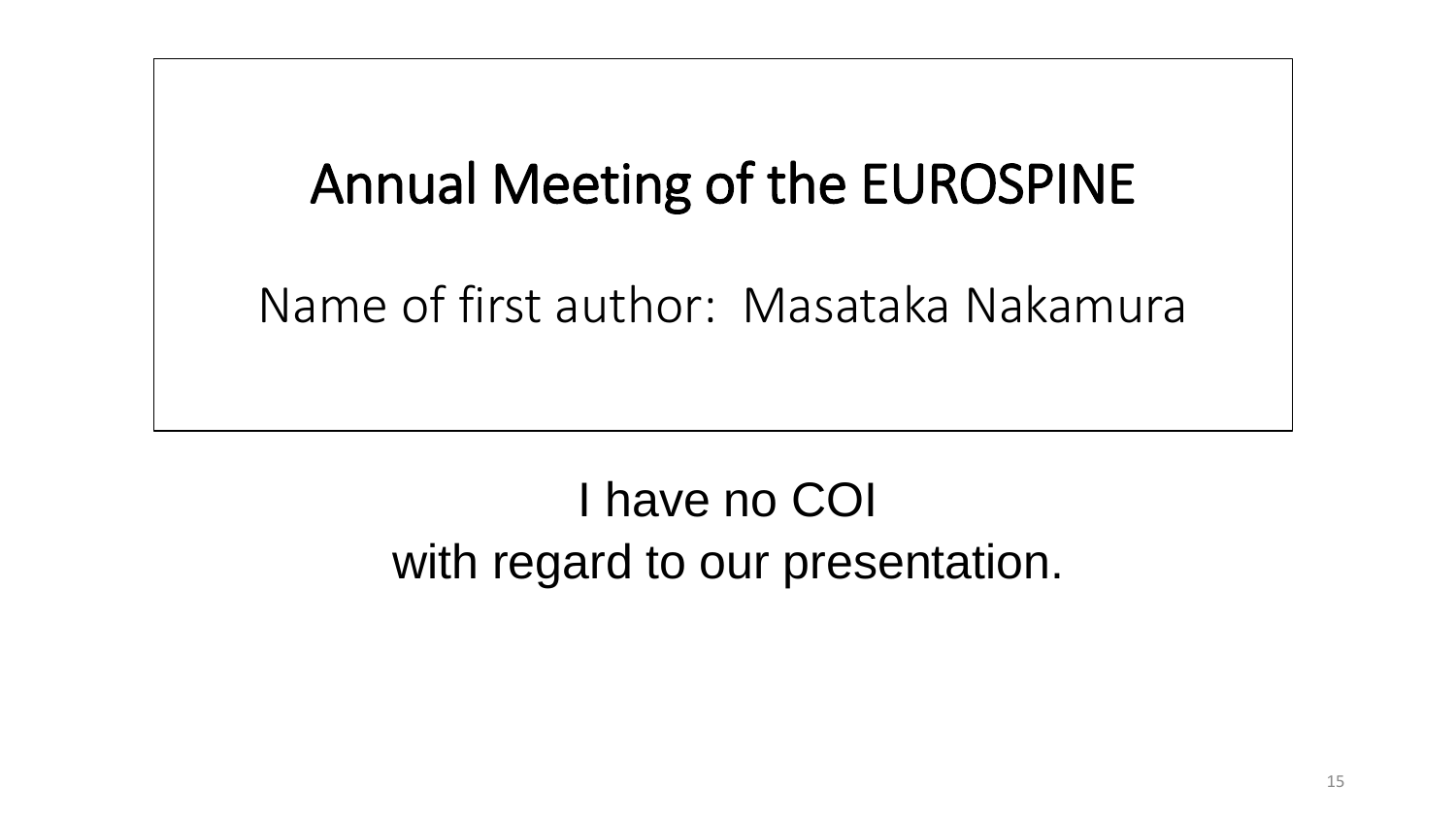# Annual Meeting of the EUROSPINE

Name of first author: Masataka Nakamura

I have no COI
with regard to our presentation.